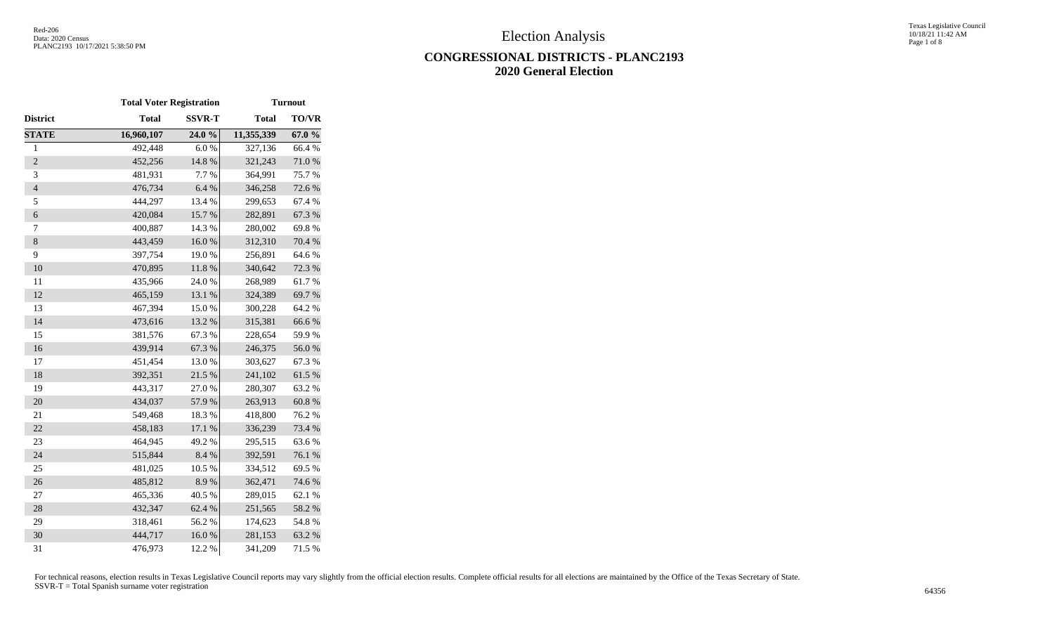# Election Analysis

## CONGRESSIONAL DISTRICTS - PLANC2193
## 2020 General Election

| | Total Voter Registration | | Turnout | |
|---|---|---|---|---|
| District | Total | SSVR-T | Total | TO/VR |
| **STATE** | **16,960,107** | **24.0 %** | **11,355,339** | **67.0 %** |
| 1 | 492,448 | 6.0 % | 327,136 | 66.4 % |
| 2 | 452,256 | 14.8 % | 321,243 | 71.0 % |
| 3 | 481,931 | 7.7 % | 364,991 | 75.7 % |
| 4 | 476,734 | 6.4 % | 346,258 | 72.6 % |
| 5 | 444,297 | 13.4 % | 299,653 | 67.4 % |
| 6 | 420,084 | 15.7 % | 282,891 | 67.3 % |
| 7 | 400,887 | 14.3 % | 280,002 | 69.8 % |
| 8 | 443,459 | 16.0 % | 312,310 | 70.4 % |
| 9 | 397,754 | 19.0 % | 256,891 | 64.6 % |
| 10 | 470,895 | 11.8 % | 340,642 | 72.3 % |
| 11 | 435,966 | 24.0 % | 268,989 | 61.7 % |
| 12 | 465,159 | 13.1 % | 324,389 | 69.7 % |
| 13 | 467,394 | 15.0 % | 300,228 | 64.2 % |
| 14 | 473,616 | 13.2 % | 315,381 | 66.6 % |
| 15 | 381,576 | 67.3 % | 228,654 | 59.9 % |
| 16 | 439,914 | 67.3 % | 246,375 | 56.0 % |
| 17 | 451,454 | 13.0 % | 303,627 | 67.3 % |
| 18 | 392,351 | 21.5 % | 241,102 | 61.5 % |
| 19 | 443,317 | 27.0 % | 280,307 | 63.2 % |
| 20 | 434,037 | 57.9 % | 263,913 | 60.8 % |
| 21 | 549,468 | 18.3 % | 418,800 | 76.2 % |
| 22 | 458,183 | 17.1 % | 336,239 | 73.4 % |
| 23 | 464,945 | 49.2 % | 295,515 | 63.6 % |
| 24 | 515,844 | 8.4 % | 392,591 | 76.1 % |
| 25 | 481,025 | 10.5 % | 334,512 | 69.5 % |
| 26 | 485,812 | 8.9 % | 362,471 | 74.6 % |
| 27 | 465,336 | 40.5 % | 289,015 | 62.1 % |
| 28 | 432,347 | 62.4 % | 251,565 | 58.2 % |
| 29 | 318,461 | 56.2 % | 174,623 | 54.8 % |
| 30 | 444,717 | 16.0 % | 281,153 | 63.2 % |
| 31 | 476,973 | 12.2 % | 341,209 | 71.5 % |

For technical reasons, election results in Texas Legislative Council reports may vary slightly from the official election results. Complete official results for all elections are maintained by the Office of the Texas Secretary of State.
SSVR-T = Total Spanish surname voter registration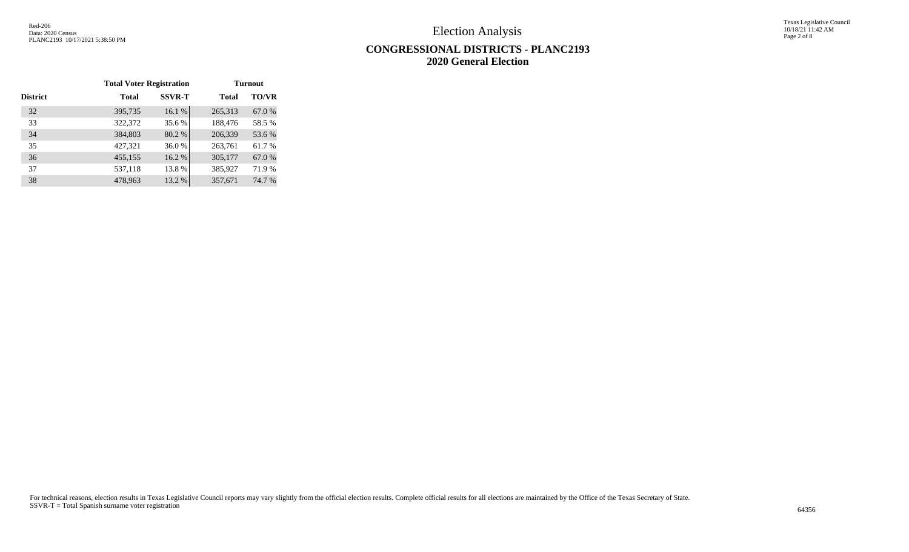# Election Analysis

## CONGRESSIONAL DISTRICTS - PLANC2193
## 2020 General Election

| | Total Voter Registration | | Turnout | |
|---|---|---|---|---|
| District | Total | SSVR-T | Total | TO/VR |
| 32 | 395,735 | 16.1 % | 265,313 | 67.0 % |
| 33 | 322,372 | 35.6 % | 188,476 | 58.5 % |
| 34 | 384,803 | 80.2 % | 206,339 | 53.6 % |
| 35 | 427,321 | 36.0 % | 263,761 | 61.7 % |
| 36 | 455,155 | 16.2 % | 305,177 | 67.0 % |
| 37 | 537,118 | 13.8 % | 385,927 | 71.9 % |
| 38 | 478,963 | 13.2 % | 357,671 | 74.7 % |

For technical reasons, election results in Texas Legislative Council reports may vary slightly from the official election results. Complete official results for all elections are maintained by the Office of the Texas Secretary of State.
SSVR-T = Total Spanish surname voter registration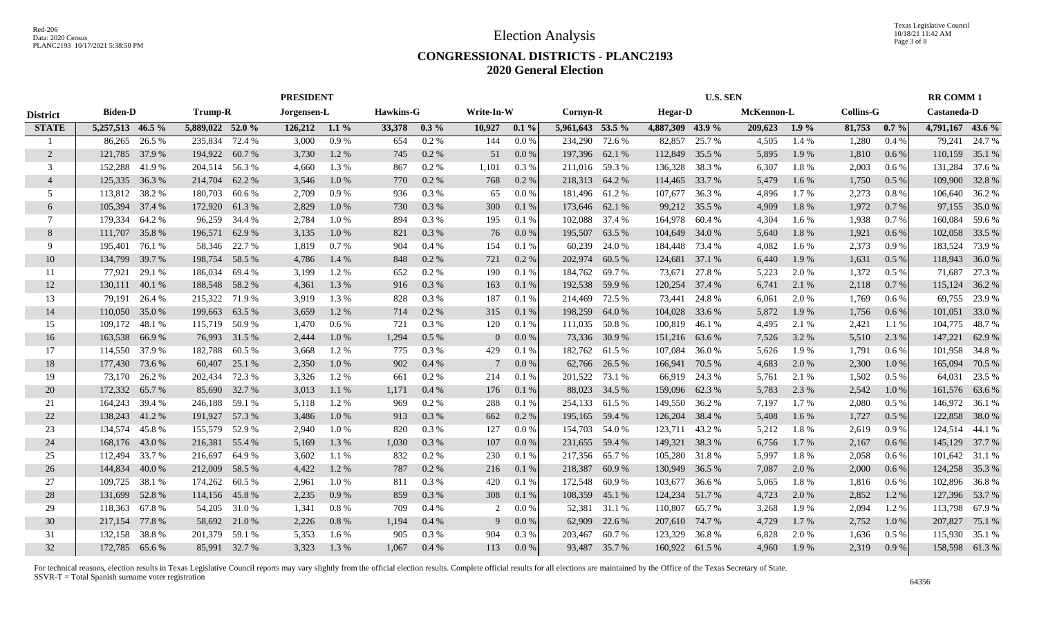# Election Analysis

## CONGRESSIONAL DISTRICTS - PLANC2193
## 2020 General Election

| | PRESIDENT | | | | | | | | | | U.S. SEN | | | | | | | | RR COMM 1 | |
|---|---|---|---|---|---|---|---|---|---|---|---|---|---|---|---|---|---|---|---|---|
| District | Biden-D | | Trump-R | | Jorgensen-L | | Hawkins-G | | Write-In-W | | Cornyn-R | | Hegar-D | | McKennon-L | | Collins-G | | Castaneda-D | |
| **STATE** | **5,257,513** | **46.5 %** | **5,889,022** | **52.0 %** | **126,212** | **1.1 %** | **33,378** | **0.3 %** | **10,927** | **0.1 %** | **5,961,643** | **53.5 %** | **4,887,309** | **43.9 %** | **209,623** | **1.9 %** | **81,753** | **0.7 %** | **4,791,167** | **43.6 %** |
| 1 | 86,265 | 26.5 % | 235,834 | 72.4 % | 3,000 | 0.9 % | 654 | 0.2 % | 144 | 0.0 % | 234,290 | 72.6 % | 82,857 | 25.7 % | 4,505 | 1.4 % | 1,280 | 0.4 % | 79,241 | 24.7 % |
| 2 | 121,785 | 37.9 % | 194,922 | 60.7 % | 3,730 | 1.2 % | 745 | 0.2 % | 51 | 0.0 % | 197,396 | 62.1 % | 112,849 | 35.5 % | 5,895 | 1.9 % | 1,810 | 0.6 % | 110,159 | 35.1 % |
| 3 | 152,288 | 41.9 % | 204,514 | 56.3 % | 4,660 | 1.3 % | 867 | 0.2 % | 1,101 | 0.3 % | 211,016 | 59.3 % | 136,328 | 38.3 % | 6,307 | 1.8 % | 2,003 | 0.6 % | 131,284 | 37.6 % |
| 4 | 125,335 | 36.3 % | 214,704 | 62.2 % | 3,546 | 1.0 % | 770 | 0.2 % | 768 | 0.2 % | 218,313 | 64.2 % | 114,465 | 33.7 % | 5,479 | 1.6 % | 1,750 | 0.5 % | 109,900 | 32.8 % |
| 5 | 113,812 | 38.2 % | 180,703 | 60.6 % | 2,709 | 0.9 % | 936 | 0.3 % | 65 | 0.0 % | 181,496 | 61.2 % | 107,677 | 36.3 % | 4,896 | 1.7 % | 2,273 | 0.8 % | 106,640 | 36.2 % |
| 6 | 105,394 | 37.4 % | 172,920 | 61.3 % | 2,829 | 1.0 % | 730 | 0.3 % | 300 | 0.1 % | 173,646 | 62.1 % | 99,212 | 35.5 % | 4,909 | 1.8 % | 1,972 | 0.7 % | 97,155 | 35.0 % |
| 7 | 179,334 | 64.2 % | 96,259 | 34.4 % | 2,784 | 1.0 % | 894 | 0.3 % | 195 | 0.1 % | 102,088 | 37.4 % | 164,978 | 60.4 % | 4,304 | 1.6 % | 1,938 | 0.7 % | 160,084 | 59.6 % |
| 8 | 111,707 | 35.8 % | 196,571 | 62.9 % | 3,135 | 1.0 % | 821 | 0.3 % | 76 | 0.0 % | 195,507 | 63.5 % | 104,649 | 34.0 % | 5,640 | 1.8 % | 1,921 | 0.6 % | 102,058 | 33.5 % |
| 9 | 195,401 | 76.1 % | 58,346 | 22.7 % | 1,819 | 0.7 % | 904 | 0.4 % | 154 | 0.1 % | 60,239 | 24.0 % | 184,448 | 73.4 % | 4,082 | 1.6 % | 2,373 | 0.9 % | 183,524 | 73.9 % |
| 10 | 134,799 | 39.7 % | 198,754 | 58.5 % | 4,786 | 1.4 % | 848 | 0.2 % | 721 | 0.2 % | 202,974 | 60.5 % | 124,681 | 37.1 % | 6,440 | 1.9 % | 1,631 | 0.5 % | 118,943 | 36.0 % |
| 11 | 77,921 | 29.1 % | 186,034 | 69.4 % | 3,199 | 1.2 % | 652 | 0.2 % | 190 | 0.1 % | 184,762 | 69.7 % | 73,671 | 27.8 % | 5,223 | 2.0 % | 1,372 | 0.5 % | 71,687 | 27.3 % |
| 12 | 130,111 | 40.1 % | 188,548 | 58.2 % | 4,361 | 1.3 % | 916 | 0.3 % | 163 | 0.1 % | 192,538 | 59.9 % | 120,254 | 37.4 % | 6,741 | 2.1 % | 2,118 | 0.7 % | 115,124 | 36.2 % |
| 13 | 79,191 | 26.4 % | 215,322 | 71.9 % | 3,919 | 1.3 % | 828 | 0.3 % | 187 | 0.1 % | 214,469 | 72.5 % | 73,441 | 24.8 % | 6,061 | 2.0 % | 1,769 | 0.6 % | 69,755 | 23.9 % |
| 14 | 110,050 | 35.0 % | 199,663 | 63.5 % | 3,659 | 1.2 % | 714 | 0.2 % | 315 | 0.1 % | 198,259 | 64.0 % | 104,028 | 33.6 % | 5,872 | 1.9 % | 1,756 | 0.6 % | 101,051 | 33.0 % |
| 15 | 109,172 | 48.1 % | 115,719 | 50.9 % | 1,470 | 0.6 % | 721 | 0.3 % | 120 | 0.1 % | 111,035 | 50.8 % | 100,819 | 46.1 % | 4,495 | 2.1 % | 2,421 | 1.1 % | 104,775 | 48.7 % |
| 16 | 163,538 | 66.9 % | 76,993 | 31.5 % | 2,444 | 1.0 % | 1,294 | 0.5 % | 0 | 0.0 % | 73,336 | 30.9 % | 151,216 | 63.6 % | 7,526 | 3.2 % | 5,510 | 2.3 % | 147,221 | 62.9 % |
| 17 | 114,550 | 37.9 % | 182,788 | 60.5 % | 3,668 | 1.2 % | 775 | 0.3 % | 429 | 0.1 % | 182,762 | 61.5 % | 107,084 | 36.0 % | 5,626 | 1.9 % | 1,791 | 0.6 % | 101,958 | 34.8 % |
| 18 | 177,430 | 73.6 % | 60,407 | 25.1 % | 2,350 | 1.0 % | 902 | 0.4 % | 7 | 0.0 % | 62,766 | 26.5 % | 166,941 | 70.5 % | 4,683 | 2.0 % | 2,300 | 1.0 % | 165,094 | 70.5 % |
| 19 | 73,170 | 26.2 % | 202,434 | 72.3 % | 3,326 | 1.2 % | 661 | 0.2 % | 214 | 0.1 % | 201,522 | 73.1 % | 66,919 | 24.3 % | 5,761 | 2.1 % | 1,502 | 0.5 % | 64,031 | 23.5 % |
| 20 | 172,332 | 65.7 % | 85,690 | 32.7 % | 3,013 | 1.1 % | 1,171 | 0.4 % | 176 | 0.1 % | 88,023 | 34.5 % | 159,096 | 62.3 % | 5,783 | 2.3 % | 2,542 | 1.0 % | 161,576 | 63.6 % |
| 21 | 164,243 | 39.4 % | 246,188 | 59.1 % | 5,118 | 1.2 % | 969 | 0.2 % | 288 | 0.1 % | 254,133 | 61.5 % | 149,550 | 36.2 % | 7,197 | 1.7 % | 2,080 | 0.5 % | 146,972 | 36.1 % |
| 22 | 138,243 | 41.2 % | 191,927 | 57.3 % | 3,486 | 1.0 % | 913 | 0.3 % | 662 | 0.2 % | 195,165 | 59.4 % | 126,204 | 38.4 % | 5,408 | 1.6 % | 1,727 | 0.5 % | 122,858 | 38.0 % |
| 23 | 134,574 | 45.8 % | 155,579 | 52.9 % | 2,940 | 1.0 % | 820 | 0.3 % | 127 | 0.0 % | 154,703 | 54.0 % | 123,711 | 43.2 % | 5,212 | 1.8 % | 2,619 | 0.9 % | 124,514 | 44.1 % |
| 24 | 168,176 | 43.0 % | 216,381 | 55.4 % | 5,169 | 1.3 % | 1,030 | 0.3 % | 107 | 0.0 % | 231,655 | 59.4 % | 149,321 | 38.3 % | 6,756 | 1.7 % | 2,167 | 0.6 % | 145,129 | 37.7 % |
| 25 | 112,494 | 33.7 % | 216,697 | 64.9 % | 3,602 | 1.1 % | 832 | 0.2 % | 230 | 0.1 % | 217,356 | 65.7 % | 105,280 | 31.8 % | 5,997 | 1.8 % | 2,058 | 0.6 % | 101,642 | 31.1 % |
| 26 | 144,834 | 40.0 % | 212,009 | 58.5 % | 4,422 | 1.2 % | 787 | 0.2 % | 216 | 0.1 % | 218,387 | 60.9 % | 130,949 | 36.5 % | 7,087 | 2.0 % | 2,000 | 0.6 % | 124,258 | 35.3 % |
| 27 | 109,725 | 38.1 % | 174,262 | 60.5 % | 2,961 | 1.0 % | 811 | 0.3 % | 420 | 0.1 % | 172,548 | 60.9 % | 103,677 | 36.6 % | 5,065 | 1.8 % | 1,816 | 0.6 % | 102,896 | 36.8 % |
| 28 | 131,699 | 52.8 % | 114,156 | 45.8 % | 2,235 | 0.9 % | 859 | 0.3 % | 308 | 0.1 % | 108,359 | 45.1 % | 124,234 | 51.7 % | 4,723 | 2.0 % | 2,852 | 1.2 % | 127,396 | 53.7 % |
| 29 | 118,363 | 67.8 % | 54,205 | 31.0 % | 1,341 | 0.8 % | 709 | 0.4 % | 2 | 0.0 % | 52,381 | 31.1 % | 110,807 | 65.7 % | 3,268 | 1.9 % | 2,094 | 1.2 % | 113,798 | 67.9 % |
| 30 | 217,154 | 77.8 % | 58,692 | 21.0 % | 2,226 | 0.8 % | 1,194 | 0.4 % | 9 | 0.0 % | 62,909 | 22.6 % | 207,610 | 74.7 % | 4,729 | 1.7 % | 2,752 | 1.0 % | 207,827 | 75.1 % |
| 31 | 132,158 | 38.8 % | 201,379 | 59.1 % | 5,353 | 1.6 % | 905 | 0.3 % | 904 | 0.3 % | 203,467 | 60.7 % | 123,329 | 36.8 % | 6,828 | 2.0 % | 1,636 | 0.5 % | 115,930 | 35.1 % |
| 32 | 172,785 | 65.6 % | 85,991 | 32.7 % | 3,323 | 1.3 % | 1,067 | 0.4 % | 113 | 0.0 % | 93,487 | 35.7 % | 160,922 | 61.5 % | 4,960 | 1.9 % | 2,319 | 0.9 % | 158,598 | 61.3 % |

For technical reasons, election results in Texas Legislative Council reports may vary slightly from the official election results. Complete official results for all elections are maintained by the Office of the Texas Secretary of State.
SSVR-T = Total Spanish surname voter registration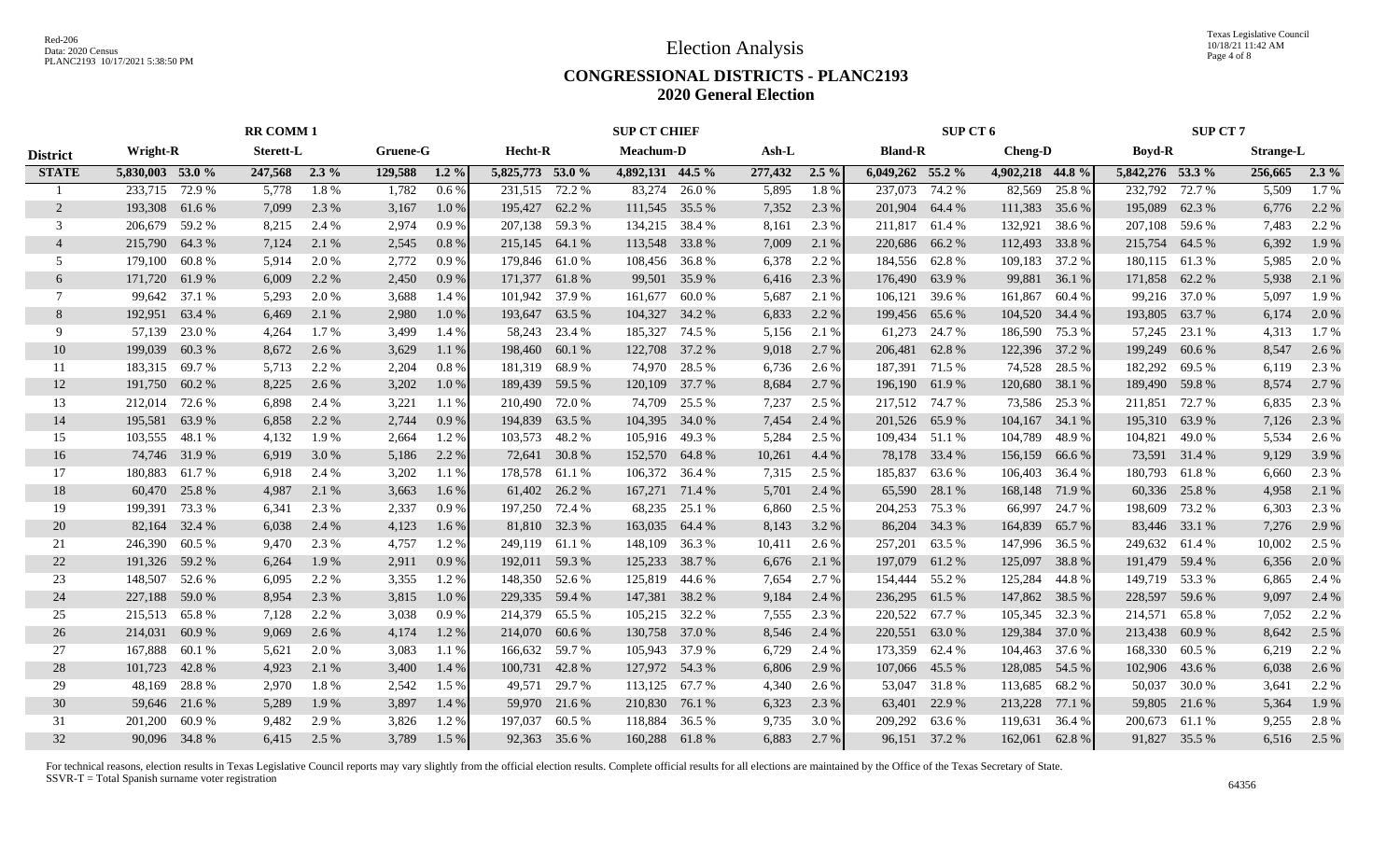Red-206
Data: 2020 Census
PLANC2193 10/17/2021 5:38:50 PM

# Election Analysis

## CONGRESSIONAL DISTRICTS - PLANC2193
## 2020 General Election

| District | RR COMM 1 | | | | | | SUP CT CHIEF | | | | | | SUP CT 6 | | | | SUP CT 7 | | | |
|---|---|---|---|---|---|---|---|---|---|---|---|---|---|---|---|---|---|---|---|---|
| | Wright-R | | Sterett-L | | Gruene-G | | Hecht-R | | Meachum-D | | Ash-L | | Bland-R | | Cheng-D | | Boyd-R | | Strange-L | |
| STATE | 5,830,003 | 53.0 % | 247,568 | 2.3 % | 129,588 | 1.2 % | 5,825,773 | 53.0 % | 4,892,131 | 44.5 % | 277,432 | 2.5 % | 6,049,262 | 55.2 % | 4,902,218 | 44.8 % | 5,842,276 | 53.3 % | 256,665 | 2.3 % |
| 1 | 233,715 | 72.9 % | 5,778 | 1.8 % | 1,782 | 0.6 % | 231,515 | 72.2 % | 83,274 | 26.0 % | 5,895 | 1.8 % | 237,073 | 74.2 % | 82,569 | 25.8 % | 232,792 | 72.7 % | 5,509 | 1.7 % |
| 2 | 193,308 | 61.6 % | 7,099 | 2.3 % | 3,167 | 1.0 % | 195,427 | 62.2 % | 111,545 | 35.5 % | 7,352 | 2.3 % | 201,904 | 64.4 % | 111,383 | 35.6 % | 195,089 | 62.3 % | 6,776 | 2.2 % |
| 3 | 206,679 | 59.2 % | 8,215 | 2.4 % | 2,974 | 0.9 % | 207,138 | 59.3 % | 134,215 | 38.4 % | 8,161 | 2.3 % | 211,817 | 61.4 % | 132,921 | 38.6 % | 207,108 | 59.6 % | 7,483 | 2.2 % |
| 4 | 215,790 | 64.3 % | 7,124 | 2.1 % | 2,545 | 0.8 % | 215,145 | 64.1 % | 113,548 | 33.8 % | 7,009 | 2.1 % | 220,686 | 66.2 % | 112,493 | 33.8 % | 215,754 | 64.5 % | 6,392 | 1.9 % |
| 5 | 179,100 | 60.8 % | 5,914 | 2.0 % | 2,772 | 0.9 % | 179,846 | 61.0 % | 108,456 | 36.8 % | 6,378 | 2.2 % | 184,556 | 62.8 % | 109,183 | 37.2 % | 180,115 | 61.3 % | 5,985 | 2.0 % |
| 6 | 171,720 | 61.9 % | 6,009 | 2.2 % | 2,450 | 0.9 % | 171,377 | 61.8 % | 99,501 | 35.9 % | 6,416 | 2.3 % | 176,490 | 63.9 % | 99,881 | 36.1 % | 171,858 | 62.2 % | 5,938 | 2.1 % |
| 7 | 99,642 | 37.1 % | 5,293 | 2.0 % | 3,688 | 1.4 % | 101,942 | 37.9 % | 161,677 | 60.0 % | 5,687 | 2.1 % | 106,121 | 39.6 % | 161,867 | 60.4 % | 99,216 | 37.0 % | 5,097 | 1.9 % |
| 8 | 192,951 | 63.4 % | 6,469 | 2.1 % | 2,980 | 1.0 % | 193,647 | 63.5 % | 104,327 | 34.2 % | 6,833 | 2.2 % | 199,456 | 65.6 % | 104,520 | 34.4 % | 193,805 | 63.7 % | 6,174 | 2.0 % |
| 9 | 57,139 | 23.0 % | 4,264 | 1.7 % | 3,499 | 1.4 % | 58,243 | 23.4 % | 185,327 | 74.5 % | 5,156 | 2.1 % | 61,273 | 24.7 % | 186,590 | 75.3 % | 57,245 | 23.1 % | 4,313 | 1.7 % |
| 10 | 199,039 | 60.3 % | 8,672 | 2.6 % | 3,629 | 1.1 % | 198,460 | 60.1 % | 122,708 | 37.2 % | 9,018 | 2.7 % | 206,481 | 62.8 % | 122,396 | 37.2 % | 199,249 | 60.6 % | 8,547 | 2.6 % |
| 11 | 183,315 | 69.7 % | 5,713 | 2.2 % | 2,204 | 0.8 % | 181,319 | 68.9 % | 74,970 | 28.5 % | 6,736 | 2.6 % | 187,391 | 71.5 % | 74,528 | 28.5 % | 182,292 | 69.5 % | 6,119 | 2.3 % |
| 12 | 191,750 | 60.2 % | 8,225 | 2.6 % | 3,202 | 1.0 % | 189,439 | 59.5 % | 120,109 | 37.7 % | 8,684 | 2.7 % | 196,190 | 61.9 % | 120,680 | 38.1 % | 189,490 | 59.8 % | 8,574 | 2.7 % |
| 13 | 212,014 | 72.6 % | 6,898 | 2.4 % | 3,221 | 1.1 % | 210,490 | 72.0 % | 74,709 | 25.5 % | 7,237 | 2.5 % | 217,512 | 74.7 % | 73,586 | 25.3 % | 211,851 | 72.7 % | 6,835 | 2.3 % |
| 14 | 195,581 | 63.9 % | 6,858 | 2.2 % | 2,744 | 0.9 % | 194,839 | 63.5 % | 104,395 | 34.0 % | 7,454 | 2.4 % | 201,526 | 65.9 % | 104,167 | 34.1 % | 195,310 | 63.9 % | 7,126 | 2.3 % |
| 15 | 103,555 | 48.1 % | 4,132 | 1.9 % | 2,664 | 1.2 % | 103,573 | 48.2 % | 105,916 | 49.3 % | 5,284 | 2.5 % | 109,434 | 51.1 % | 104,789 | 48.9 % | 104,821 | 49.0 % | 5,534 | 2.6 % |
| 16 | 74,746 | 31.9 % | 6,919 | 3.0 % | 5,186 | 2.2 % | 72,641 | 30.8 % | 152,570 | 64.8 % | 10,261 | 4.4 % | 78,178 | 33.4 % | 156,159 | 66.6 % | 73,591 | 31.4 % | 9,129 | 3.9 % |
| 17 | 180,883 | 61.7 % | 6,918 | 2.4 % | 3,202 | 1.1 % | 178,578 | 61.1 % | 106,372 | 36.4 % | 7,315 | 2.5 % | 185,837 | 63.6 % | 106,403 | 36.4 % | 180,793 | 61.8 % | 6,660 | 2.3 % |
| 18 | 60,470 | 25.8 % | 4,987 | 2.1 % | 3,663 | 1.6 % | 61,402 | 26.2 % | 167,271 | 71.4 % | 5,701 | 2.4 % | 65,590 | 28.1 % | 168,148 | 71.9 % | 60,336 | 25.8 % | 4,958 | 2.1 % |
| 19 | 199,391 | 73.3 % | 6,341 | 2.3 % | 2,337 | 0.9 % | 197,250 | 72.4 % | 68,235 | 25.1 % | 6,860 | 2.5 % | 204,253 | 75.3 % | 66,997 | 24.7 % | 198,609 | 73.2 % | 6,303 | 2.3 % |
| 20 | 82,164 | 32.4 % | 6,038 | 2.4 % | 4,123 | 1.6 % | 81,810 | 32.3 % | 163,035 | 64.4 % | 8,143 | 3.2 % | 86,204 | 34.3 % | 164,839 | 65.7 % | 83,446 | 33.1 % | 7,276 | 2.9 % |
| 21 | 246,390 | 60.5 % | 9,470 | 2.3 % | 4,757 | 1.2 % | 249,119 | 61.1 % | 148,109 | 36.3 % | 10,411 | 2.6 % | 257,201 | 63.5 % | 147,996 | 36.5 % | 249,632 | 61.4 % | 10,002 | 2.5 % |
| 22 | 191,326 | 59.2 % | 6,264 | 1.9 % | 2,911 | 0.9 % | 192,011 | 59.3 % | 125,233 | 38.7 % | 6,676 | 2.1 % | 197,079 | 61.2 % | 125,097 | 38.8 % | 191,479 | 59.4 % | 6,356 | 2.0 % |
| 23 | 148,507 | 52.6 % | 6,095 | 2.2 % | 3,355 | 1.2 % | 148,350 | 52.6 % | 125,819 | 44.6 % | 7,654 | 2.7 % | 154,444 | 55.2 % | 125,284 | 44.8 % | 149,719 | 53.3 % | 6,865 | 2.4 % |
| 24 | 227,188 | 59.0 % | 8,954 | 2.3 % | 3,815 | 1.0 % | 229,335 | 59.4 % | 147,381 | 38.2 % | 9,184 | 2.4 % | 236,295 | 61.5 % | 147,862 | 38.5 % | 228,597 | 59.6 % | 9,097 | 2.4 % |
| 25 | 215,513 | 65.8 % | 7,128 | 2.2 % | 3,038 | 0.9 % | 214,379 | 65.5 % | 105,215 | 32.2 % | 7,555 | 2.3 % | 220,522 | 67.7 % | 105,345 | 32.3 % | 214,571 | 65.8 % | 7,052 | 2.2 % |
| 26 | 214,031 | 60.9 % | 9,069 | 2.6 % | 4,174 | 1.2 % | 214,070 | 60.6 % | 130,758 | 37.0 % | 8,546 | 2.4 % | 220,551 | 63.0 % | 129,384 | 37.0 % | 213,438 | 60.9 % | 8,642 | 2.5 % |
| 27 | 167,888 | 60.1 % | 5,621 | 2.0 % | 3,083 | 1.1 % | 166,632 | 59.7 % | 105,943 | 37.9 % | 6,729 | 2.4 % | 173,359 | 62.4 % | 104,463 | 37.6 % | 168,330 | 60.5 % | 6,219 | 2.2 % |
| 28 | 101,723 | 42.8 % | 4,923 | 2.1 % | 3,400 | 1.4 % | 100,731 | 42.8 % | 127,972 | 54.3 % | 6,806 | 2.9 % | 107,066 | 45.5 % | 128,085 | 54.5 % | 102,906 | 43.6 % | 6,038 | 2.6 % |
| 29 | 48,169 | 28.8 % | 2,970 | 1.8 % | 2,542 | 1.5 % | 49,571 | 29.7 % | 113,125 | 67.7 % | 4,340 | 2.6 % | 53,047 | 31.8 % | 113,685 | 68.2 % | 50,037 | 30.0 % | 3,641 | 2.2 % |
| 30 | 59,646 | 21.6 % | 5,289 | 1.9 % | 3,897 | 1.4 % | 59,970 | 21.6 % | 210,830 | 76.1 % | 6,323 | 2.3 % | 63,401 | 22.9 % | 213,228 | 77.1 % | 59,805 | 21.6 % | 5,364 | 1.9 % |
| 31 | 201,200 | 60.9 % | 9,482 | 2.9 % | 3,826 | 1.2 % | 197,037 | 60.5 % | 118,884 | 36.5 % | 9,735 | 3.0 % | 209,292 | 63.6 % | 119,631 | 36.4 % | 200,673 | 61.1 % | 9,255 | 2.8 % |
| 32 | 90,096 | 34.8 % | 6,415 | 2.5 % | 3,789 | 1.5 % | 92,363 | 35.6 % | 160,288 | 61.8 % | 6,883 | 2.7 % | 96,151 | 37.2 % | 162,061 | 62.8 % | 91,827 | 35.5 % | 6,516 | 2.5 % |

For technical reasons, election results in Texas Legislative Council reports may vary slightly from the official election results. Complete official results for all elections are maintained by the Office of the Texas Secretary of State.
SSVR-T = Total Spanish surname voter registration

64356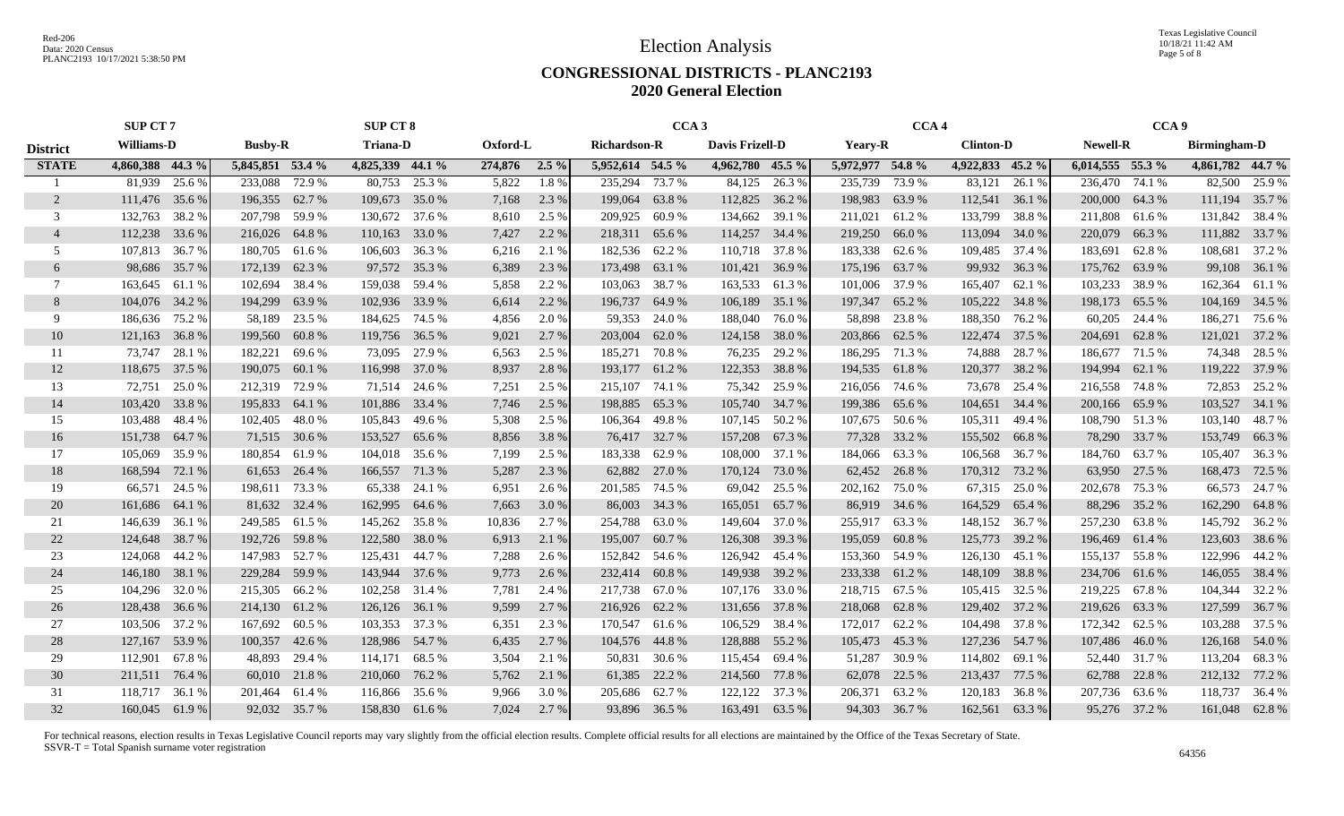Red-206
Data: 2020 Census
PLANC2193 10/17/2021 5:38:50 PM

# Election Analysis

## CONGRESSIONAL DISTRICTS - PLANC2193
## 2020 General Election

| | SUP CT 7 | | | | SUP CT 8 | | | | CCA 3 | | | | CCA 4 | | | | CCA 9 | | | |
|---|---|---|---|---|---|---|---|---|---|---|---|---|---|---|---|---|---|---|---|---|
| **District** | **Williams-D** | | **Busby-R** | | **Triana-D** | | **Oxford-L** | | **Richardson-R** | | **Davis Frizell-D** | | **Yeary-R** | | **Clinton-D** | | **Newell-R** | | **Birmingham-D** | |
| **STATE** | **4,860,388** | **44.3 %** | **5,845,851** | **53.4 %** | **4,825,339** | **44.1 %** | **274,876** | **2.5 %** | **5,952,614** | **54.5 %** | **4,962,780** | **45.5 %** | **5,972,977** | **54.8 %** | **4,922,833** | **45.2 %** | **6,014,555** | **55.3 %** | **4,861,782** | **44.7 %** |
| 1 | 81,939 | 25.6 % | 233,088 | 72.9 % | 80,753 | 25.3 % | 5,822 | 1.8 % | 235,294 | 73.7 % | 84,125 | 26.3 % | 235,739 | 73.9 % | 83,121 | 26.1 % | 236,470 | 74.1 % | 82,500 | 25.9 % |
| 2 | 111,476 | 35.6 % | 196,355 | 62.7 % | 109,673 | 35.0 % | 7,168 | 2.3 % | 199,064 | 63.8 % | 112,825 | 36.2 % | 198,983 | 63.9 % | 112,541 | 36.1 % | 200,000 | 64.3 % | 111,194 | 35.7 % |
| 3 | 132,763 | 38.2 % | 207,798 | 59.9 % | 130,672 | 37.6 % | 8,610 | 2.5 % | 209,925 | 60.9 % | 134,662 | 39.1 % | 211,021 | 61.2 % | 133,799 | 38.8 % | 211,808 | 61.6 % | 131,842 | 38.4 % |
| 4 | 112,238 | 33.6 % | 216,026 | 64.8 % | 110,163 | 33.0 % | 7,427 | 2.2 % | 218,311 | 65.6 % | 114,257 | 34.4 % | 219,250 | 66.0 % | 113,094 | 34.0 % | 220,079 | 66.3 % | 111,882 | 33.7 % |
| 5 | 107,813 | 36.7 % | 180,705 | 61.6 % | 106,603 | 36.3 % | 6,216 | 2.1 % | 182,536 | 62.2 % | 110,718 | 37.8 % | 183,338 | 62.6 % | 109,485 | 37.4 % | 183,691 | 62.8 % | 108,681 | 37.2 % |
| 6 | 98,686 | 35.7 % | 172,139 | 62.3 % | 97,572 | 35.3 % | 6,389 | 2.3 % | 173,498 | 63.1 % | 101,421 | 36.9 % | 175,196 | 63.7 % | 99,932 | 36.3 % | 175,762 | 63.9 % | 99,108 | 36.1 % |
| 7 | 163,645 | 61.1 % | 102,694 | 38.4 % | 159,038 | 59.4 % | 5,858 | 2.2 % | 103,063 | 38.7 % | 163,533 | 61.3 % | 101,006 | 37.9 % | 165,407 | 62.1 % | 103,233 | 38.9 % | 162,364 | 61.1 % |
| 8 | 104,076 | 34.2 % | 194,299 | 63.9 % | 102,936 | 33.9 % | 6,614 | 2.2 % | 196,737 | 64.9 % | 106,189 | 35.1 % | 197,347 | 65.2 % | 105,222 | 34.8 % | 198,173 | 65.5 % | 104,169 | 34.5 % |
| 9 | 186,636 | 75.2 % | 58,189 | 23.5 % | 184,625 | 74.5 % | 4,856 | 2.0 % | 59,353 | 24.0 % | 188,040 | 76.0 % | 58,898 | 23.8 % | 188,350 | 76.2 % | 60,205 | 24.4 % | 186,271 | 75.6 % |
| 10 | 121,163 | 36.8 % | 199,560 | 60.8 % | 119,756 | 36.5 % | 9,021 | 2.7 % | 203,004 | 62.0 % | 124,158 | 38.0 % | 203,866 | 62.5 % | 122,474 | 37.5 % | 204,691 | 62.8 % | 121,021 | 37.2 % |
| 11 | 73,747 | 28.1 % | 182,221 | 69.6 % | 73,095 | 27.9 % | 6,563 | 2.5 % | 185,271 | 70.8 % | 76,235 | 29.2 % | 186,295 | 71.3 % | 74,888 | 28.7 % | 186,677 | 71.5 % | 74,348 | 28.5 % |
| 12 | 118,675 | 37.5 % | 190,075 | 60.1 % | 116,998 | 37.0 % | 8,937 | 2.8 % | 193,177 | 61.2 % | 122,353 | 38.8 % | 194,535 | 61.8 % | 120,377 | 38.2 % | 194,994 | 62.1 % | 119,222 | 37.9 % |
| 13 | 72,751 | 25.0 % | 212,319 | 72.9 % | 71,514 | 24.6 % | 7,251 | 2.5 % | 215,107 | 74.1 % | 75,342 | 25.9 % | 216,056 | 74.6 % | 73,678 | 25.4 % | 216,558 | 74.8 % | 72,853 | 25.2 % |
| 14 | 103,420 | 33.8 % | 195,833 | 64.1 % | 101,886 | 33.4 % | 7,746 | 2.5 % | 198,885 | 65.3 % | 105,740 | 34.7 % | 199,386 | 65.6 % | 104,651 | 34.4 % | 200,166 | 65.9 % | 103,527 | 34.1 % |
| 15 | 103,488 | 48.4 % | 102,405 | 48.0 % | 105,843 | 49.6 % | 5,308 | 2.5 % | 106,364 | 49.8 % | 107,145 | 50.2 % | 107,675 | 50.6 % | 105,311 | 49.4 % | 108,790 | 51.3 % | 103,140 | 48.7 % |
| 16 | 151,738 | 64.7 % | 71,515 | 30.6 % | 153,527 | 65.6 % | 8,856 | 3.8 % | 76,417 | 32.7 % | 157,208 | 67.3 % | 77,328 | 33.2 % | 155,502 | 66.8 % | 78,290 | 33.7 % | 153,749 | 66.3 % |
| 17 | 105,069 | 35.9 % | 180,854 | 61.9 % | 104,018 | 35.6 % | 7,199 | 2.5 % | 183,338 | 62.9 % | 108,000 | 37.1 % | 184,066 | 63.3 % | 106,568 | 36.7 % | 184,760 | 63.7 % | 105,407 | 36.3 % |
| 18 | 168,594 | 72.1 % | 61,653 | 26.4 % | 166,557 | 71.3 % | 5,287 | 2.3 % | 62,882 | 27.0 % | 170,124 | 73.0 % | 62,452 | 26.8 % | 170,312 | 73.2 % | 63,950 | 27.5 % | 168,473 | 72.5 % |
| 19 | 66,571 | 24.5 % | 198,611 | 73.3 % | 65,338 | 24.1 % | 6,951 | 2.6 % | 201,585 | 74.5 % | 69,042 | 25.5 % | 202,162 | 75.0 % | 67,315 | 25.0 % | 202,678 | 75.3 % | 66,573 | 24.7 % |
| 20 | 161,686 | 64.1 % | 81,632 | 32.4 % | 162,995 | 64.6 % | 7,663 | 3.0 % | 86,003 | 34.3 % | 165,051 | 65.7 % | 86,919 | 34.6 % | 164,529 | 65.4 % | 88,296 | 35.2 % | 162,290 | 64.8 % |
| 21 | 146,639 | 36.1 % | 249,585 | 61.5 % | 145,262 | 35.8 % | 10,836 | 2.7 % | 254,788 | 63.0 % | 149,604 | 37.0 % | 255,917 | 63.3 % | 148,152 | 36.7 % | 257,230 | 63.8 % | 145,792 | 36.2 % |
| 22 | 124,648 | 38.7 % | 192,726 | 59.8 % | 122,580 | 38.0 % | 6,913 | 2.1 % | 195,007 | 60.7 % | 126,308 | 39.3 % | 195,059 | 60.8 % | 125,773 | 39.2 % | 196,469 | 61.4 % | 123,603 | 38.6 % |
| 23 | 124,068 | 44.2 % | 147,983 | 52.7 % | 125,431 | 44.7 % | 7,288 | 2.6 % | 152,842 | 54.6 % | 126,942 | 45.4 % | 153,360 | 54.9 % | 126,130 | 45.1 % | 155,137 | 55.8 % | 122,996 | 44.2 % |
| 24 | 146,180 | 38.1 % | 229,284 | 59.9 % | 143,944 | 37.6 % | 9,773 | 2.6 % | 232,414 | 60.8 % | 149,938 | 39.2 % | 233,338 | 61.2 % | 148,109 | 38.8 % | 234,706 | 61.6 % | 146,055 | 38.4 % |
| 25 | 104,296 | 32.0 % | 215,305 | 66.2 % | 102,258 | 31.4 % | 7,781 | 2.4 % | 217,738 | 67.0 % | 107,176 | 33.0 % | 218,715 | 67.5 % | 105,415 | 32.5 % | 219,225 | 67.8 % | 104,344 | 32.2 % |
| 26 | 128,438 | 36.6 % | 214,130 | 61.2 % | 126,126 | 36.1 % | 9,599 | 2.7 % | 216,926 | 62.2 % | 131,656 | 37.8 % | 218,068 | 62.8 % | 129,402 | 37.2 % | 219,626 | 63.3 % | 127,599 | 36.7 % |
| 27 | 103,506 | 37.2 % | 167,692 | 60.5 % | 103,353 | 37.3 % | 6,351 | 2.3 % | 170,547 | 61.6 % | 106,529 | 38.4 % | 172,017 | 62.2 % | 104,498 | 37.8 % | 172,342 | 62.5 % | 103,288 | 37.5 % |
| 28 | 127,167 | 53.9 % | 100,357 | 42.6 % | 128,986 | 54.7 % | 6,435 | 2.7 % | 104,576 | 44.8 % | 128,888 | 55.2 % | 105,473 | 45.3 % | 127,236 | 54.7 % | 107,486 | 46.0 % | 126,168 | 54.0 % |
| 29 | 112,901 | 67.8 % | 48,893 | 29.4 % | 114,171 | 68.5 % | 3,504 | 2.1 % | 50,831 | 30.6 % | 115,454 | 69.4 % | 51,287 | 30.9 % | 114,802 | 69.1 % | 52,440 | 31.7 % | 113,204 | 68.3 % |
| 30 | 211,511 | 76.4 % | 60,010 | 21.8 % | 210,060 | 76.2 % | 5,762 | 2.1 % | 61,385 | 22.2 % | 214,560 | 77.8 % | 62,078 | 22.5 % | 213,437 | 77.5 % | 62,788 | 22.8 % | 212,132 | 77.2 % |
| 31 | 118,717 | 36.1 % | 201,464 | 61.4 % | 116,866 | 35.6 % | 9,966 | 3.0 % | 205,686 | 62.7 % | 122,122 | 37.3 % | 206,371 | 63.2 % | 120,183 | 36.8 % | 207,736 | 63.6 % | 118,737 | 36.4 % |
| 32 | 160,045 | 61.9 % | 92,032 | 35.7 % | 158,830 | 61.6 % | 7,024 | 2.7 % | 93,896 | 36.5 % | 163,491 | 63.5 % | 94,303 | 36.7 % | 162,561 | 63.3 % | 95,276 | 37.2 % | 161,048 | 62.8 % |

For technical reasons, election results in Texas Legislative Council reports may vary slightly from the official election results. Complete official results for all elections are maintained by the Office of the Texas Secretary of State.
SSVR-T = Total Spanish surname voter registration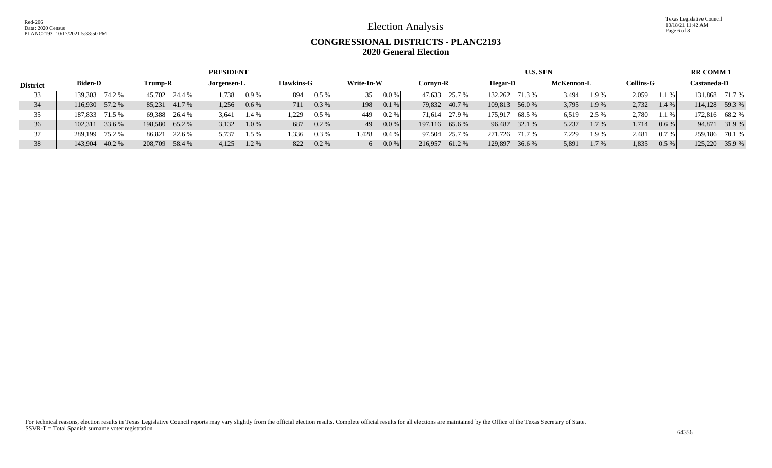# Election Analysis

## CONGRESSIONAL DISTRICTS - PLANC2193
## 2020 General Election

| | PRESIDENT | | | | | | | | | | U.S. SEN | | | | | | | | RR COMM 1 | |
|---|---|---|---|---|---|---|---|---|---|---|---|---|---|---|---|---|---|---|---|---|
| District | Biden-D | | Trump-R | | Jorgensen-L | | Hawkins-G | | Write-In-W | | Cornyn-R | | Hegar-D | | McKennon-L | | Collins-G | | Castaneda-D | |
| 33 | 139,303 | 74.2 % | 45,702 | 24.4 % | 1,738 | 0.9 % | 894 | 0.5 % | 35 | 0.0 % | 47,633 | 25.7 % | 132,262 | 71.3 % | 3,494 | 1.9 % | 2,059 | 1.1 % | 131,868 | 71.7 % |
| 34 | 116,930 | 57.2 % | 85,231 | 41.7 % | 1,256 | 0.6 % | 711 | 0.3 % | 198 | 0.1 % | 79,832 | 40.7 % | 109,813 | 56.0 % | 3,795 | 1.9 % | 2,732 | 1.4 % | 114,128 | 59.3 % |
| 35 | 187,833 | 71.5 % | 69,388 | 26.4 % | 3,641 | 1.4 % | 1,229 | 0.5 % | 449 | 0.2 % | 71,614 | 27.9 % | 175,917 | 68.5 % | 6,519 | 2.5 % | 2,780 | 1.1 % | 172,816 | 68.2 % |
| 36 | 102,311 | 33.6 % | 198,580 | 65.2 % | 3,132 | 1.0 % | 687 | 0.2 % | 49 | 0.0 % | 197,116 | 65.6 % | 96,487 | 32.1 % | 5,237 | 1.7 % | 1,714 | 0.6 % | 94,871 | 31.9 % |
| 37 | 289,199 | 75.2 % | 86,821 | 22.6 % | 5,737 | 1.5 % | 1,336 | 0.3 % | 1,428 | 0.4 % | 97,504 | 25.7 % | 271,726 | 71.7 % | 7,229 | 1.9 % | 2,481 | 0.7 % | 259,186 | 70.1 % |
| 38 | 143,904 | 40.2 % | 208,709 | 58.4 % | 4,125 | 1.2 % | 822 | 0.2 % | 6 | 0.0 % | 216,957 | 61.2 % | 129,897 | 36.6 % | 5,891 | 1.7 % | 1,835 | 0.5 % | 125,220 | 35.9 % |

For technical reasons, election results in Texas Legislative Council reports may vary slightly from the official election results. Complete official results for all elections are maintained by the Office of the Texas Secretary of State.
SSVR-T = Total Spanish surname voter registration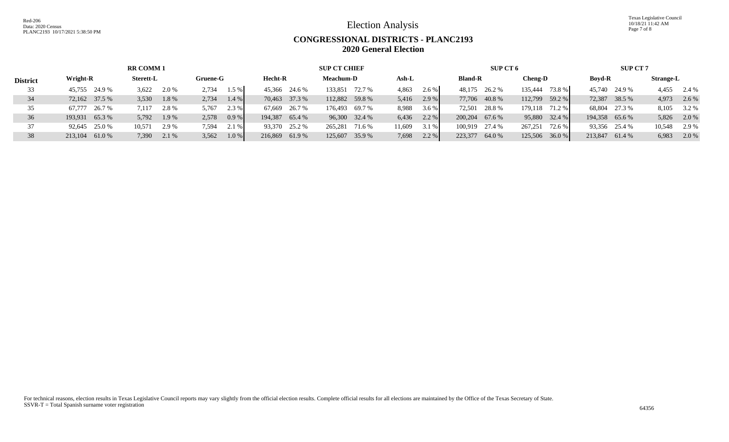# Election Analysis

## CONGRESSIONAL DISTRICTS - PLANC2193
## 2020 General Election

| | RR COMM 1 | | | | | | SUP CT CHIEF | | | | | | SUP CT 6 | | | | SUP CT 7 | | | |
|---|---|---|---|---|---|---|---|---|---|---|---|---|---|---|---|---|---|---|---|---|
| **District** | **Wright-R** | | **Sterett-L** | | **Gruene-G** | | **Hecht-R** | | **Meachum-D** | | **Ash-L** | | **Bland-R** | | **Cheng-D** | | **Boyd-R** | | **Strange-L** | |
| 33 | 45,755 | 24.9 % | 3,622 | 2.0 % | 2,734 | 1.5 % | 45,366 | 24.6 % | 133,851 | 72.7 % | 4,863 | 2.6 % | 48,175 | 26.2 % | 135,444 | 73.8 % | 45,740 | 24.9 % | 4,455 | 2.4 % |
| 34 | 72,162 | 37.5 % | 3,530 | 1.8 % | 2,734 | 1.4 % | 70,463 | 37.3 % | 112,882 | 59.8 % | 5,416 | 2.9 % | 77,706 | 40.8 % | 112,799 | 59.2 % | 72,387 | 38.5 % | 4,973 | 2.6 % |
| 35 | 67,777 | 26.7 % | 7,117 | 2.8 % | 5,767 | 2.3 % | 67,669 | 26.7 % | 176,493 | 69.7 % | 8,988 | 3.6 % | 72,501 | 28.8 % | 179,118 | 71.2 % | 68,804 | 27.3 % | 8,105 | 3.2 % |
| 36 | 193,931 | 65.3 % | 5,792 | 1.9 % | 2,578 | 0.9 % | 194,387 | 65.4 % | 96,300 | 32.4 % | 6,436 | 2.2 % | 200,204 | 67.6 % | 95,880 | 32.4 % | 194,358 | 65.6 % | 5,826 | 2.0 % |
| 37 | 92,645 | 25.0 % | 10,571 | 2.9 % | 7,594 | 2.1 % | 93,370 | 25.2 % | 265,281 | 71.6 % | 11,609 | 3.1 % | 100,919 | 27.4 % | 267,251 | 72.6 % | 93,356 | 25.4 % | 10,548 | 2.9 % |
| 38 | 213,104 | 61.0 % | 7,390 | 2.1 % | 3,562 | 1.0 % | 216,869 | 61.9 % | 125,607 | 35.9 % | 7,698 | 2.2 % | 223,377 | 64.0 % | 125,506 | 36.0 % | 213,847 | 61.4 % | 6,983 | 2.0 % |

For technical reasons, election results in Texas Legislative Council reports may vary slightly from the official election results. Complete official results for all elections are maintained by the Office of the Texas Secretary of State.
SSVR-T = Total Spanish surname voter registration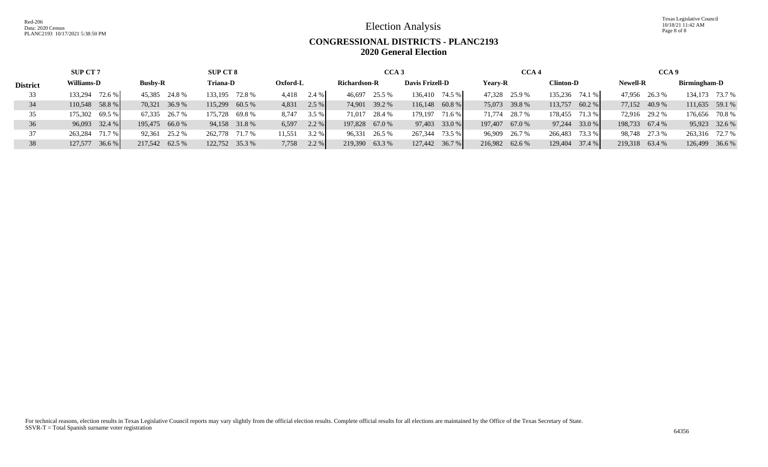# Election Analysis

## CONGRESSIONAL DISTRICTS - PLANC2193
## 2020 General Election

| | SUP CT 7 | | | | SUP CT 8 | | | | CCA 3 | | | | CCA 4 | | | | CCA 9 | | | |
|---|---|---|---|---|---|---|---|---|---|---|---|---|---|---|---|---|---|---|---|---|
| District | Williams-D | | Busby-R | | Triana-D | | Oxford-L | | Richardson-R | | Davis Frizell-D | | Yeary-R | | Clinton-D | | Newell-R | | Birmingham-D | |
| 33 | 133,294 | 72.6 % | 45,385 | 24.8 % | 133,195 | 72.8 % | 4,418 | 2.4 % | 46,697 | 25.5 % | 136,410 | 74.5 % | 47,328 | 25.9 % | 135,236 | 74.1 % | 47,956 | 26.3 % | 134,173 | 73.7 % |
| 34 | 110,548 | 58.8 % | 70,321 | 36.9 % | 115,299 | 60.5 % | 4,831 | 2.5 % | 74,901 | 39.2 % | 116,148 | 60.8 % | 75,073 | 39.8 % | 113,757 | 60.2 % | 77,152 | 40.9 % | 111,635 | 59.1 % |
| 35 | 175,302 | 69.5 % | 67,335 | 26.7 % | 175,728 | 69.8 % | 8,747 | 3.5 % | 71,017 | 28.4 % | 179,197 | 71.6 % | 71,774 | 28.7 % | 178,455 | 71.3 % | 72,916 | 29.2 % | 176,656 | 70.8 % |
| 36 | 96,093 | 32.4 % | 195,475 | 66.0 % | 94,158 | 31.8 % | 6,597 | 2.2 % | 197,828 | 67.0 % | 97,403 | 33.0 % | 197,407 | 67.0 % | 97,244 | 33.0 % | 198,733 | 67.4 % | 95,923 | 32.6 % |
| 37 | 263,284 | 71.7 % | 92,361 | 25.2 % | 262,778 | 71.7 % | 11,551 | 3.2 % | 96,331 | 26.5 % | 267,344 | 73.5 % | 96,909 | 26.7 % | 266,483 | 73.3 % | 98,748 | 27.3 % | 263,316 | 72.7 % |
| 38 | 127,577 | 36.6 % | 217,542 | 62.5 % | 122,752 | 35.3 % | 7,758 | 2.2 % | 219,390 | 63.3 % | 127,442 | 36.7 % | 216,982 | 62.6 % | 129,404 | 37.4 % | 219,318 | 63.4 % | 126,499 | 36.6 % |

For technical reasons, election results in Texas Legislative Council reports may vary slightly from the official election results. Complete official results for all elections are maintained by the Office of the Texas Secretary of State.
SSVR-T = Total Spanish surname voter registration